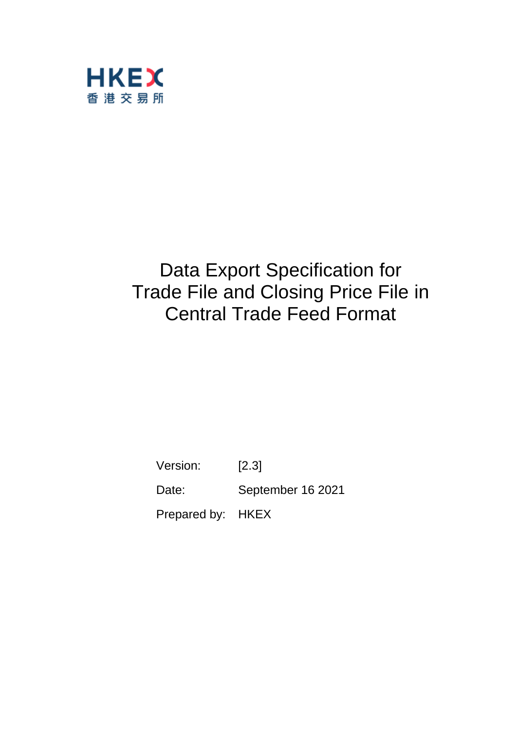HKEX
香港交易所

# Data Export Specification for Trade File and Closing Price File in Central Trade Feed Format

Version: [2.3]

Date: September 16 2021

Prepared by: HKEX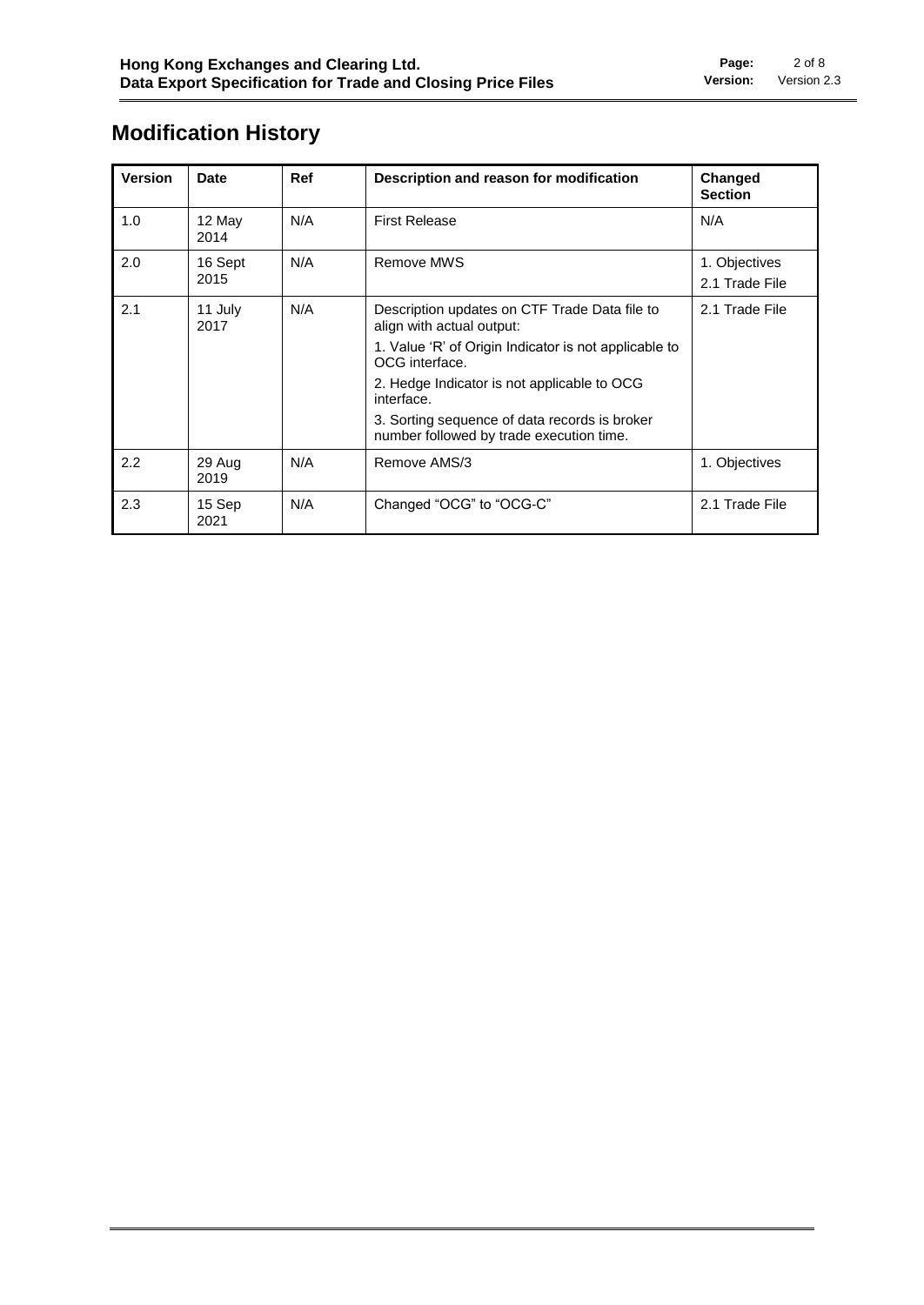# Modification History

| Version | Date | Ref | Description and reason for modification | Changed Section |
|---|---|---|---|---|
| 1.0 | 12 May 2014 | N/A | First Release | N/A |
| 2.0 | 16 Sept 2015 | N/A | Remove MWS | 1. Objectives<br>2.1 Trade File |
| 2.1 | 11 July 2017 | N/A | Description updates on CTF Trade Data file to align with actual output:<br>1. Value 'R' of Origin Indicator is not applicable to OCG interface.<br>2. Hedge Indicator is not applicable to OCG interface.<br>3. Sorting sequence of data records is broker number followed by trade execution time. | 2.1 Trade File |
| 2.2 | 29 Aug 2019 | N/A | Remove AMS/3 | 1. Objectives |
| 2.3 | 15 Sep 2021 | N/A | Changed "OCG" to "OCG-C" | 2.1 Trade File |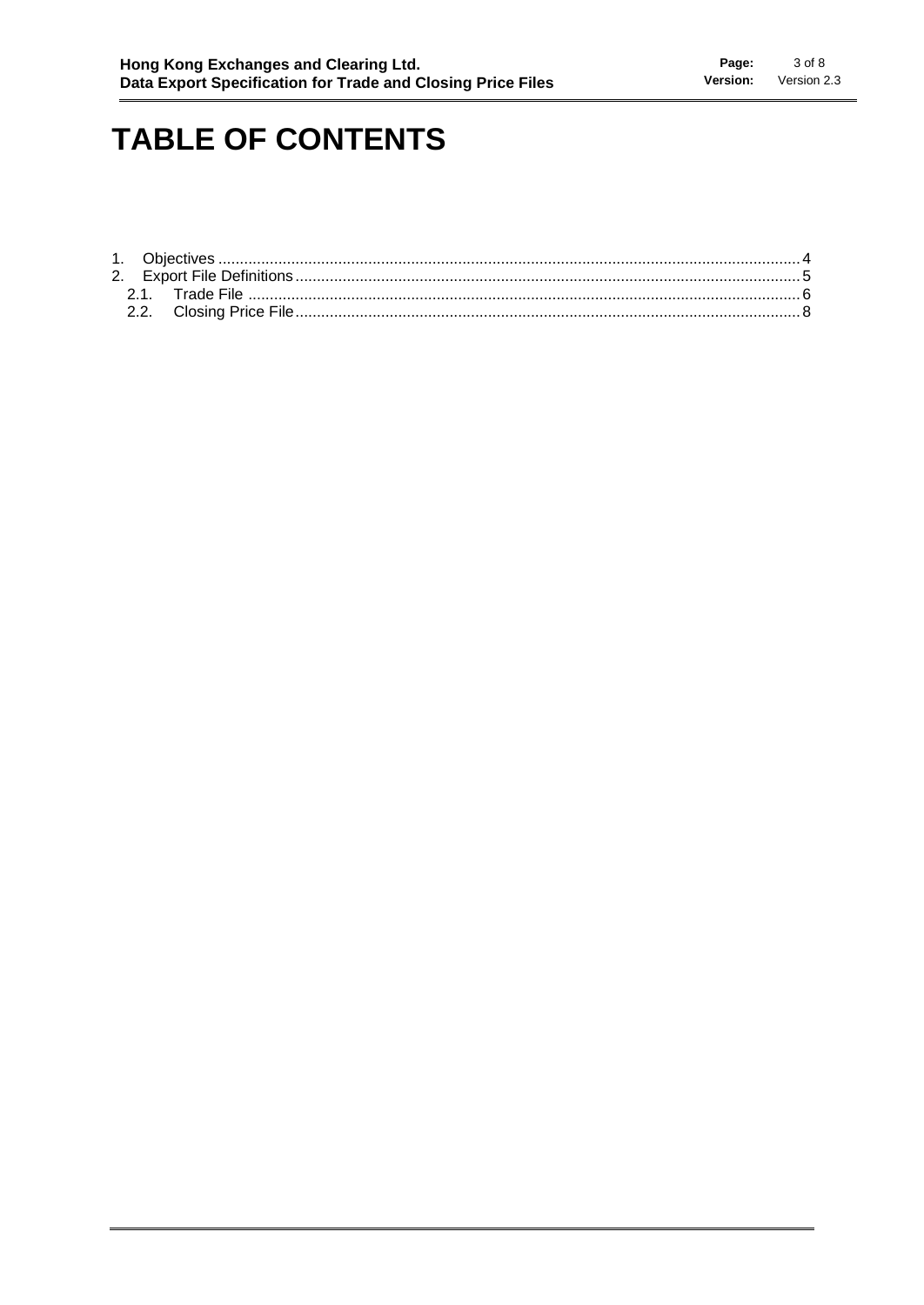# TABLE OF CONTENTS

1. Objectives .......... 4
2. Export File Definitions .......... 5
   2.1. Trade File .......... 6
   2.2. Closing Price File .......... 8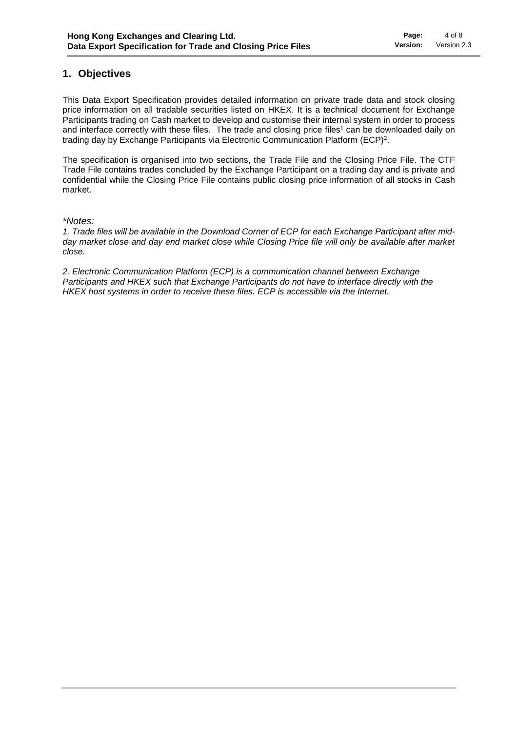# 1. Objectives

This Data Export Specification provides detailed information on private trade data and stock closing price information on all tradable securities listed on HKEX. It is a technical document for Exchange Participants trading on Cash market to develop and customise their internal system in order to process and interface correctly with these files. The trade and closing price files[1] can be downloaded daily on trading day by Exchange Participants via Electronic Communication Platform (ECP)[2].

The specification is organised into two sections, the Trade File and the Closing Price File. The CTF Trade File contains trades concluded by the Exchange Participant on a trading day and is private and confidential while the Closing Price File contains public closing price information of all stocks in Cash market.

*\*Notes:*

*1. Trade files will be available in the Download Corner of ECP for each Exchange Participant after mid-day market close and day end market close while Closing Price file will only be available after market close.*

*2. Electronic Communication Platform (ECP) is a communication channel between Exchange Participants and HKEX such that Exchange Participants do not have to interface directly with the HKEX host systems in order to receive these files. ECP is accessible via the Internet.*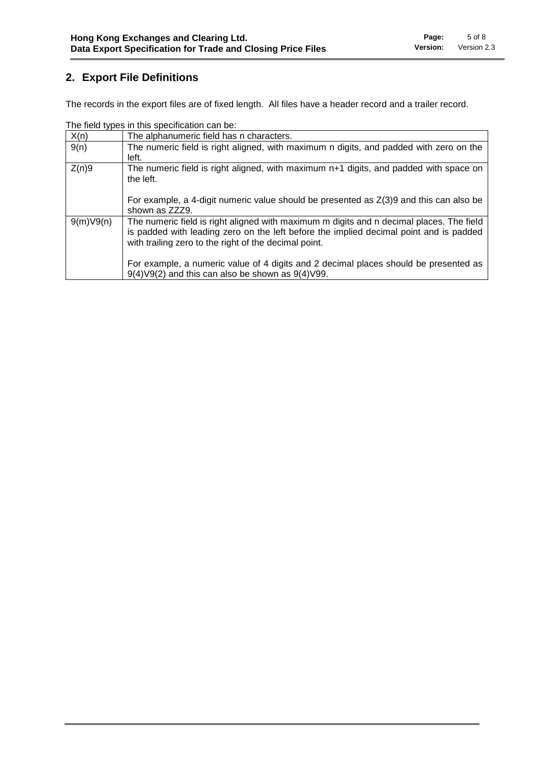## 2. Export File Definitions

The records in the export files are of fixed length. All files have a header record and a trailer record.

The field types in this specification can be:

| | |
|---|---|
| X(n) | The alphanumeric field has n characters. |
| 9(n) | The numeric field is right aligned, with maximum n digits, and padded with zero on the left. |
| Z(n)9 | The numeric field is right aligned, with maximum n+1 digits, and padded with space on the left.<br><br>For example, a 4-digit numeric value should be presented as Z(3)9 and this can also be shown as ZZZ9. |
| 9(m)V9(n) | The numeric field is right aligned with maximum m digits and n decimal places. The field is padded with leading zero on the left before the implied decimal point and is padded with trailing zero to the right of the decimal point.<br><br>For example, a numeric value of 4 digits and 2 decimal places should be presented as 9(4)V9(2) and this can also be shown as 9(4)V99. |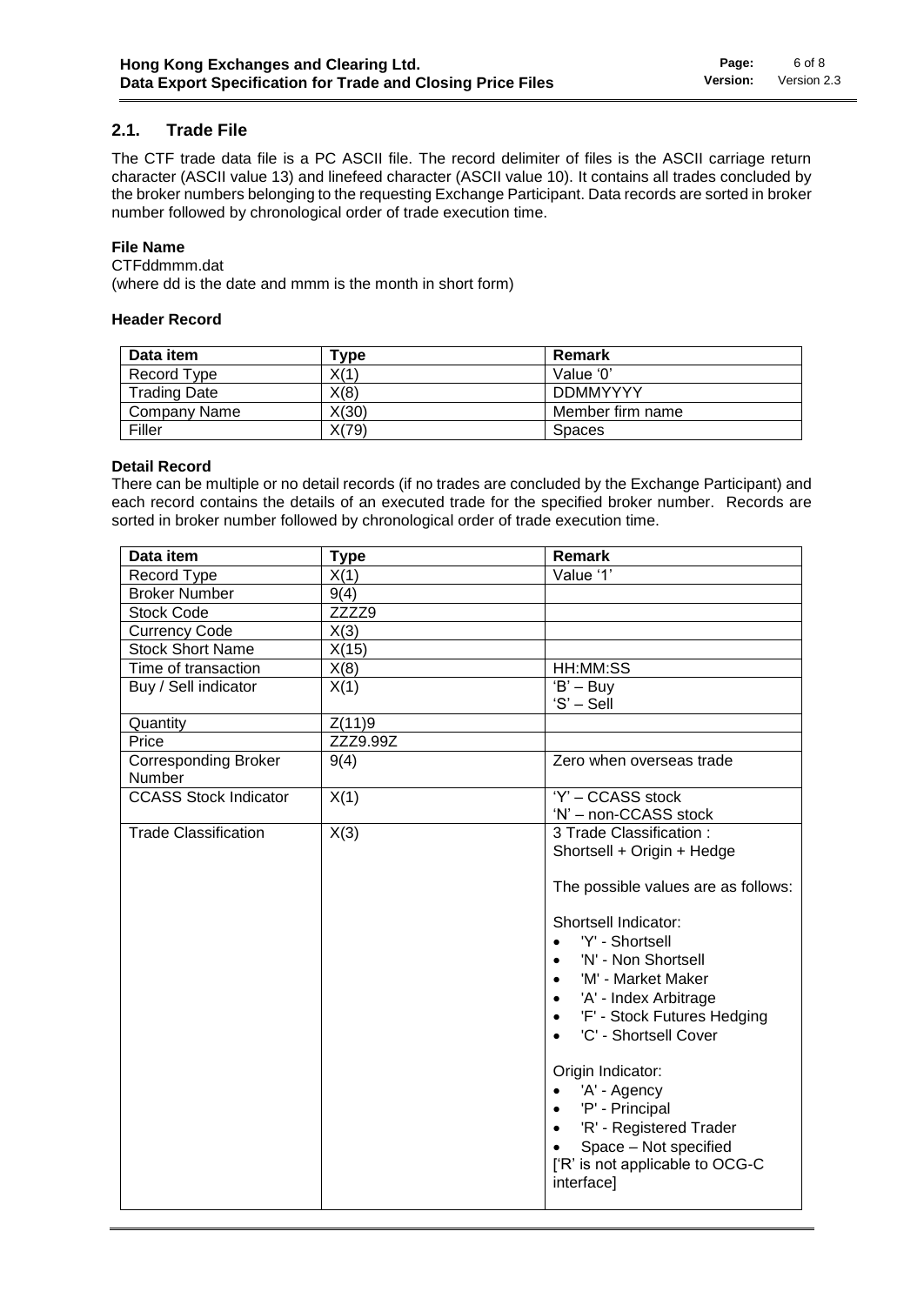## 2.1. Trade File

The CTF trade data file is a PC ASCII file. The record delimiter of files is the ASCII carriage return character (ASCII value 13) and linefeed character (ASCII value 10). It contains all trades concluded by the broker numbers belonging to the requesting Exchange Participant. Data records are sorted in broker number followed by chronological order of trade execution time.

**File Name**

CTFddmmm.dat
(where dd is the date and mmm is the month in short form)

**Header Record**

| Data item | Type | Remark |
|---|---|---|
| Record Type | X(1) | Value '0' |
| Trading Date | X(8) | DDMMYYYY |
| Company Name | X(30) | Member firm name |
| Filler | X(79) | Spaces |

**Detail Record**

There can be multiple or no detail records (if no trades are concluded by the Exchange Participant) and each record contains the details of an executed trade for the specified broker number. Records are sorted in broker number followed by chronological order of trade execution time.

| Data item | Type | Remark |
|---|---|---|
| Record Type | X(1) | Value '1' |
| Broker Number | 9(4) | |
| Stock Code | ZZZZ9 | |
| Currency Code | X(3) | |
| Stock Short Name | X(15) | |
| Time of transaction | X(8) | HH:MM:SS |
| Buy / Sell indicator | X(1) | 'B' – Buy<br>'S' – Sell |
| Quantity | Z(11)9 | |
| Price | ZZZ9.99Z | |
| Corresponding Broker Number | 9(4) | Zero when overseas trade |
| CCASS Stock Indicator | X(1) | 'Y' – CCASS stock<br>'N' – non-CCASS stock |
| Trade Classification | X(3) | 3 Trade Classification :<br>Shortsell + Origin + Hedge<br><br>The possible values are as follows:<br><br>Shortsell Indicator:<br>• 'Y' - Shortsell<br>• 'N' - Non Shortsell<br>• 'M' - Market Maker<br>• 'A' - Index Arbitrage<br>• 'F' - Stock Futures Hedging<br>• 'C' - Shortsell Cover<br><br>Origin Indicator:<br>• 'A' - Agency<br>• 'P' - Principal<br>• 'R' - Registered Trader<br>• Space – Not specified<br>['R' is not applicable to OCG-C interface] |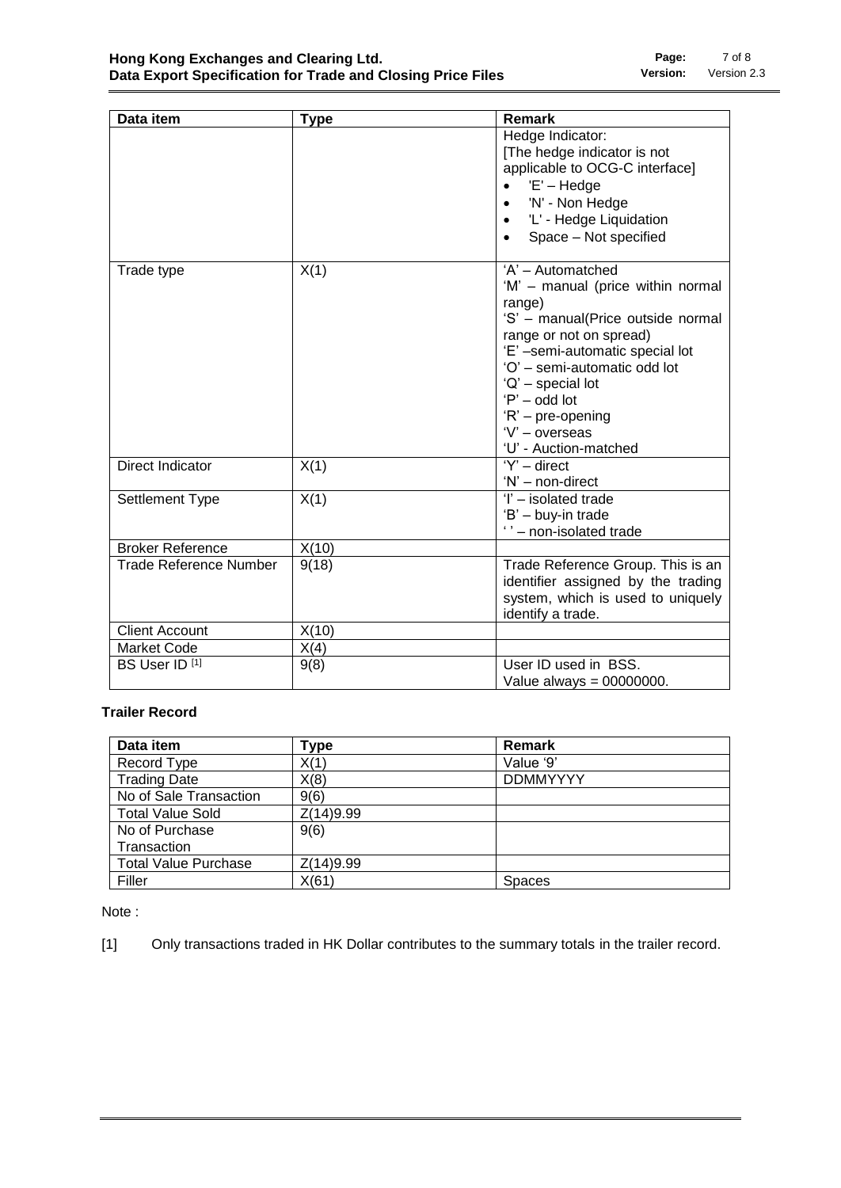| Data item | Type | Remark |
| --- | --- | --- |
| | | Hedge Indicator:<br>[The hedge indicator is not applicable to OCG-C interface]<br>• 'E' – Hedge<br>• 'N' - Non Hedge<br>• 'L' - Hedge Liquidation<br>• Space – Not specified |
| Trade type | X(1) | 'A' – Automatched<br>'M' – manual (price within normal range)<br>'S' – manual(Price outside normal range or not on spread)<br>'E' –semi-automatic special lot<br>'O' – semi-automatic odd lot<br>'Q' – special lot<br>'P' – odd lot<br>'R' – pre-opening<br>'V' – overseas<br>'U' - Auction-matched |
| Direct Indicator | X(1) | 'Y' – direct<br>'N' – non-direct |
| Settlement Type | X(1) | 'I' – isolated trade<br>'B' – buy-in trade<br>' ' – non-isolated trade |
| Broker Reference | X(10) | |
| Trade Reference Number | 9(18) | Trade Reference Group. This is an identifier assigned by the trading system, which is used to uniquely identify a trade. |
| Client Account | X(10) | |
| Market Code | X(4) | |
| BS User ID [1] | 9(8) | User ID used in BSS.<br>Value always = 00000000. |

**Trailer Record**

| Data item | Type | Remark |
| --- | --- | --- |
| Record Type | X(1) | Value '9' |
| Trading Date | X(8) | DDMMYYYY |
| No of Sale Transaction | 9(6) | |
| Total Value Sold | Z(14)9.99 | |
| No of Purchase Transaction | 9(6) | |
| Total Value Purchase | Z(14)9.99 | |
| Filler | X(61) | Spaces |

Note :

[1] Only transactions traded in HK Dollar contributes to the summary totals in the trailer record.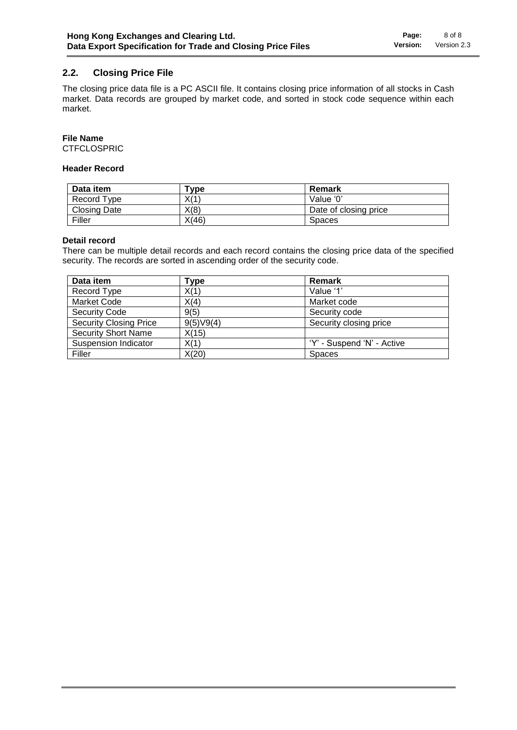## 2.2. Closing Price File

The closing price data file is a PC ASCII file. It contains closing price information of all stocks in Cash market. Data records are grouped by market code, and sorted in stock code sequence within each market.

**File Name**
CTFCLOSPRIC

**Header Record**

| Data item | Type | Remark |
|---|---|---|
| Record Type | X(1) | Value '0' |
| Closing Date | X(8) | Date of closing price |
| Filler | X(46) | Spaces |

**Detail record**
There can be multiple detail records and each record contains the closing price data of the specified security. The records are sorted in ascending order of the security code.

| Data item | Type | Remark |
|---|---|---|
| Record Type | X(1) | Value '1' |
| Market Code | X(4) | Market code |
| Security Code | 9(5) | Security code |
| Security Closing Price | 9(5)V9(4) | Security closing price |
| Security Short Name | X(15) | |
| Suspension Indicator | X(1) | 'Y' - Suspend 'N' - Active |
| Filler | X(20) | Spaces |